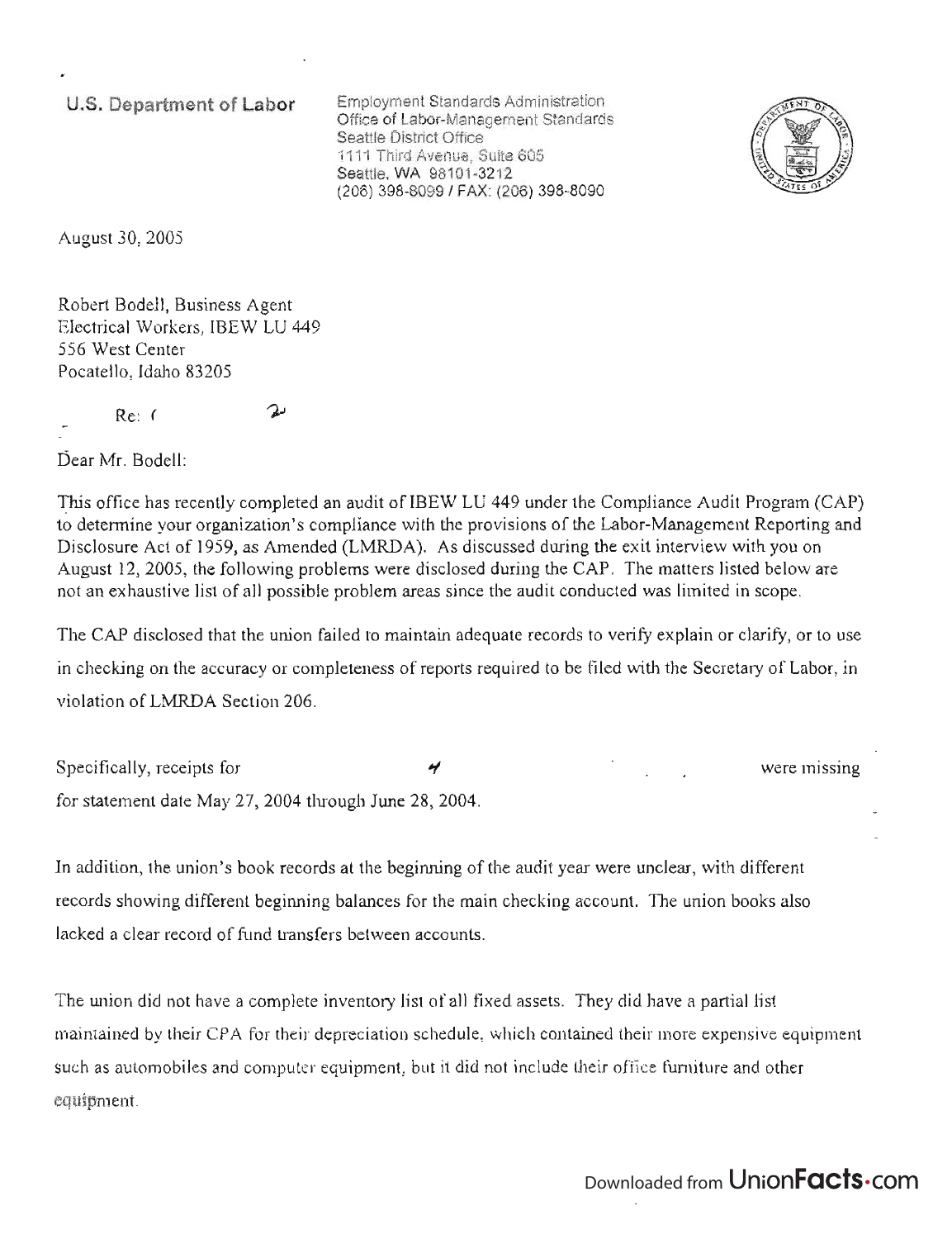U.S. Department of Labor

Employment Standards Administration
Office of Labor-Management Standards
Seattle District Office
1111 Third Avenue, Suite 605
Seattle, WA 98101-3212
(206) 398-8099 / FAX: (206) 398-8090

August 30, 2005

Robert Bodell, Business Agent
Electrical Workers, IBEW LU 449
556 West Center
Pocatello, Idaho 83205

Re: (

Dear Mr. Bodell:

This office has recently completed an audit of IBEW LU 449 under the Compliance Audit Program (CAP) to determine your organization's compliance with the provisions of the Labor-Management Reporting and Disclosure Act of 1959, as Amended (LMRDA). As discussed during the exit interview with you on August 12, 2005, the following problems were disclosed during the CAP. The matters listed below are not an exhaustive list of all possible problem areas since the audit conducted was limited in scope.

The CAP disclosed that the union failed to maintain adequate records to verify explain or clarify, or to use in checking on the accuracy or completeness of reports required to be filed with the Secretary of Labor, in violation of LMRDA Section 206.

Specifically, receipts for were missing for statement date May 27, 2004 through June 28, 2004.

In addition, the union's book records at the beginning of the audit year were unclear, with different records showing different beginning balances for the main checking account. The union books also lacked a clear record of fund transfers between accounts.

The union did not have a complete inventory list of all fixed assets. They did have a partial list maintained by their CPA for their depreciation schedule, which contained their more expensive equipment such as automobiles and computer equipment, but it did not include their office furniture and other equipment.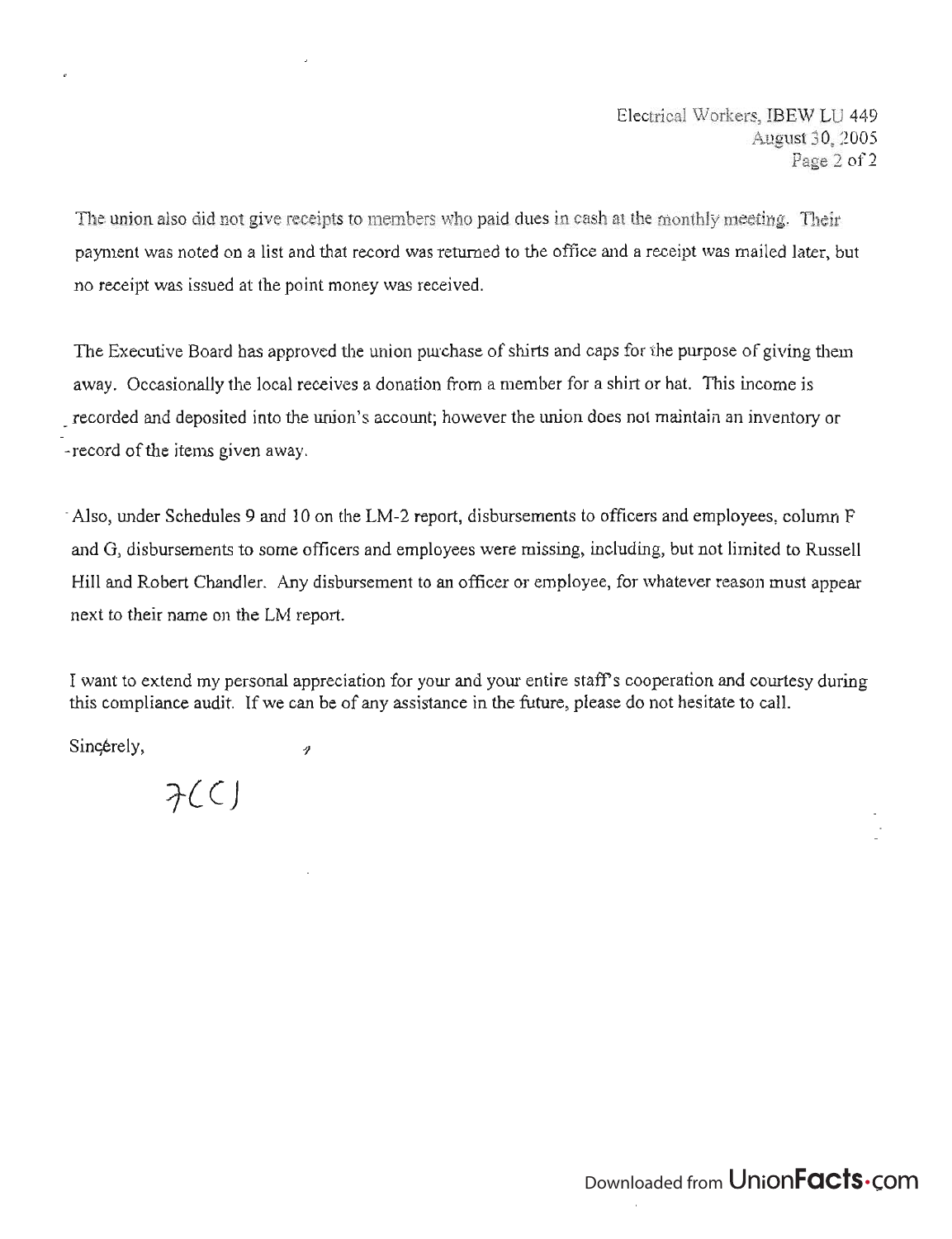The union also did not give receipts to members who paid dues in cash at the monthly meeting. Their payment was noted on a list and that record was returned to the office and a receipt was mailed later, but no receipt was issued at the point money was received.

The Executive Board has approved the union purchase of shirts and caps for the purpose of giving them away. Occasionally the local receives a donation from a member for a shirt or hat. This income is recorded and deposited into the union's account; however the union does not maintain an inventory or record of the items given away.

Also, under Schedules 9 and 10 on the LM-2 report, disbursements to officers and employees, column F and G, disbursements to some officers and employees were missing, including, but not limited to Russell Hill and Robert Chandler. Any disbursement to an officer or employee, for whatever reason must appear next to their name on the LM report.

I want to extend my personal appreciation for your and your entire staff's cooperation and courtesy during this compliance audit. If we can be of any assistance in the future, please do not hesitate to call.

Sincerely,

7(C)

Downloaded from UnionFacts.com